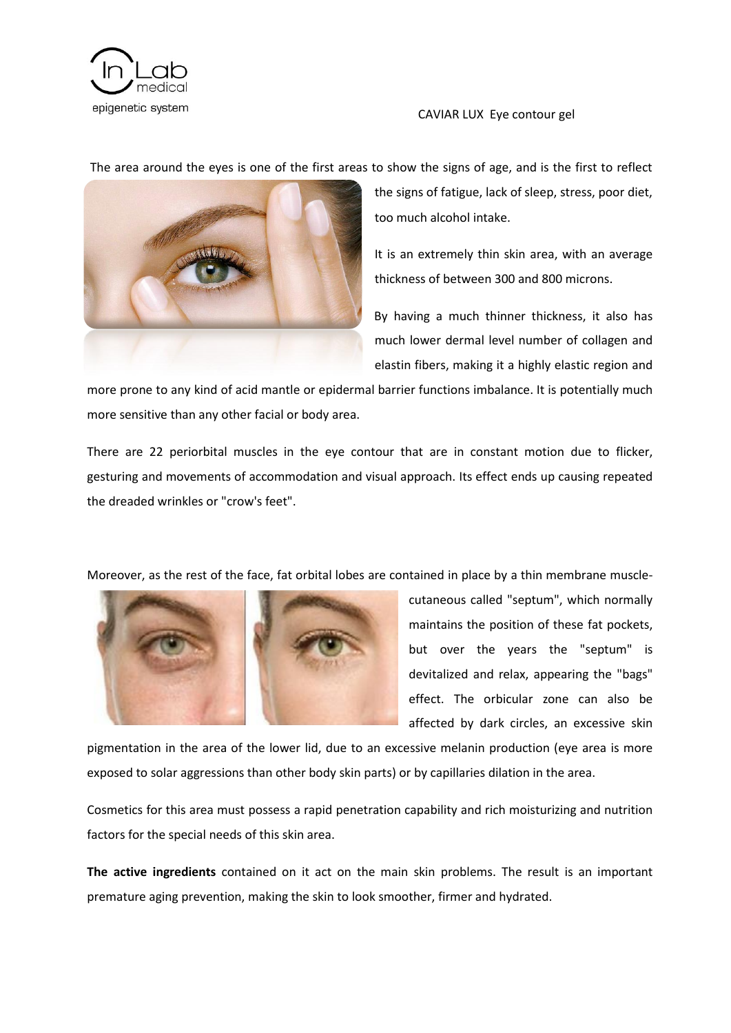In Lab medical
epigenetic system

# CAVIAR LUX Eye contour gel

The area around the eyes is one of the first areas to show the signs of age, and is the first to reflect the signs of fatigue, lack of sleep, stress, poor diet, too much alcohol intake.

It is an extremely thin skin area, with an average thickness of between 300 and 800 microns.

By having a much thinner thickness, it also has much lower dermal level number of collagen and elastin fibers, making it a highly elastic region and more prone to any kind of acid mantle or epidermal barrier functions imbalance. It is potentially much more sensitive than any other facial or body area.

There are 22 periorbital muscles in the eye contour that are in constant motion due to flicker, gesturing and movements of accommodation and visual approach. Its effect ends up causing repeated the dreaded wrinkles or "crow's feet".

Moreover, as the rest of the face, fat orbital lobes are contained in place by a thin membrane muscle-cutaneous called "septum", which normally maintains the position of these fat pockets, but over the years the "septum" is devitalized and relax, appearing the "bags" effect. The orbicular zone can also be affected by dark circles, an excessive skin pigmentation in the area of the lower lid, due to an excessive melanin production (eye area is more exposed to solar aggressions than other body skin parts) or by capillaries dilation in the area.

Cosmetics for this area must possess a rapid penetration capability and rich moisturizing and nutrition factors for the special needs of this skin area.

**The active ingredients** contained on it act on the main skin problems. The result is an important premature aging prevention, making the skin to look smoother, firmer and hydrated.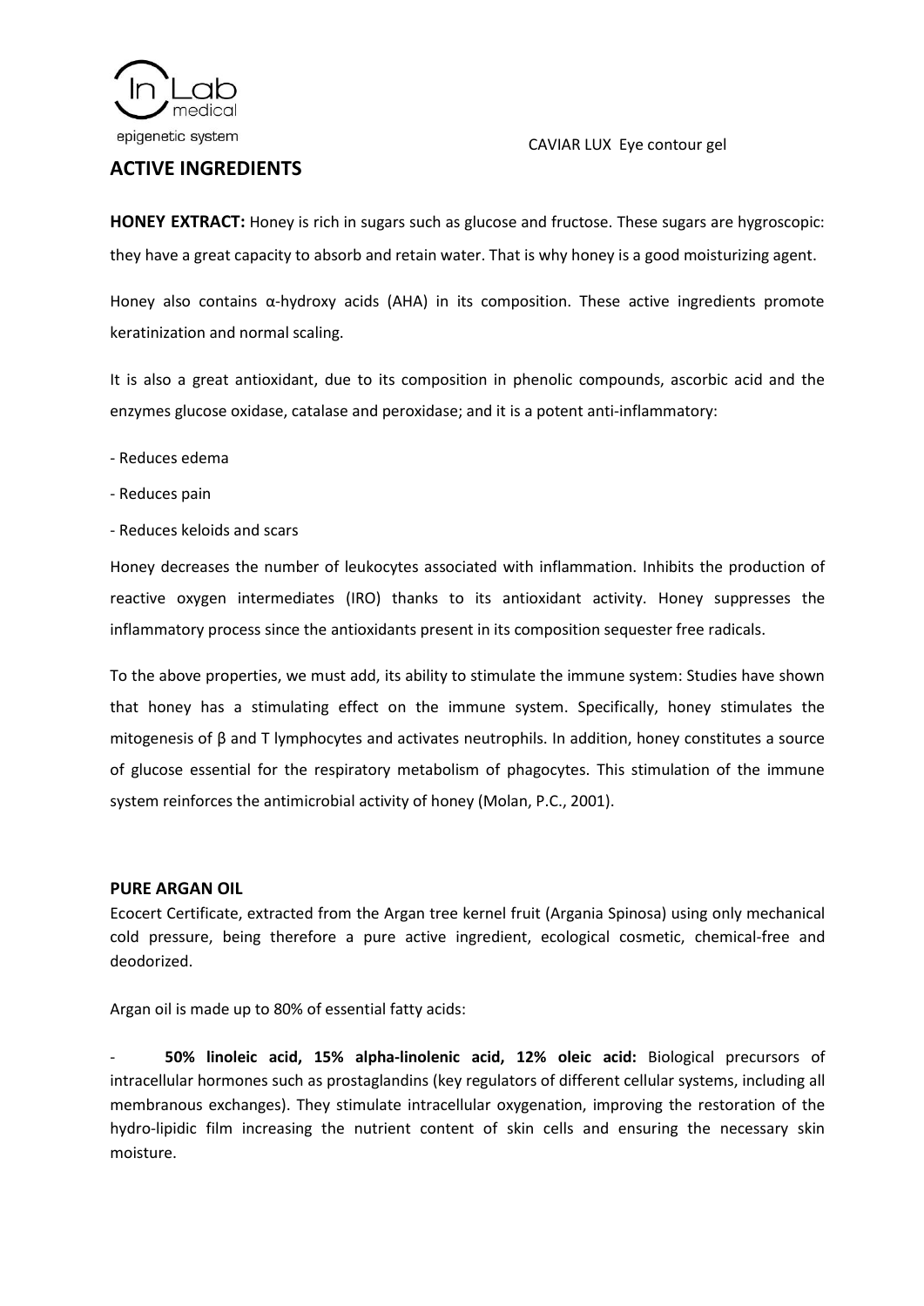## ACTIVE INGREDIENTS

**HONEY EXTRACT:** Honey is rich in sugars such as glucose and fructose. These sugars are hygroscopic: they have a great capacity to absorb and retain water. That is why honey is a good moisturizing agent.

Honey also contains α-hydroxy acids (AHA) in its composition. These active ingredients promote keratinization and normal scaling.

It is also a great antioxidant, due to its composition in phenolic compounds, ascorbic acid and the enzymes glucose oxidase, catalase and peroxidase; and it is a potent anti-inflammatory:

- Reduces edema
- Reduces pain
- Reduces keloids and scars

Honey decreases the number of leukocytes associated with inflammation. Inhibits the production of reactive oxygen intermediates (IRO) thanks to its antioxidant activity. Honey suppresses the inflammatory process since the antioxidants present in its composition sequester free radicals.

To the above properties, we must add, its ability to stimulate the immune system: Studies have shown that honey has a stimulating effect on the immune system. Specifically, honey stimulates the mitogenesis of β and T lymphocytes and activates neutrophils. In addition, honey constitutes a source of glucose essential for the respiratory metabolism of phagocytes. This stimulation of the immune system reinforces the antimicrobial activity of honey (Molan, P.C., 2001).

**PURE ARGAN OIL**

Ecocert Certificate, extracted from the Argan tree kernel fruit (Argania Spinosa) using only mechanical cold pressure, being therefore a pure active ingredient, ecological cosmetic, chemical-free and deodorized.

Argan oil is made up to 80% of essential fatty acids:

- **50% linoleic acid, 15% alpha-linolenic acid, 12% oleic acid:** Biological precursors of intracellular hormones such as prostaglandins (key regulators of different cellular systems, including all membranous exchanges). They stimulate intracellular oxygenation, improving the restoration of the hydro-lipidic film increasing the nutrient content of skin cells and ensuring the necessary skin moisture.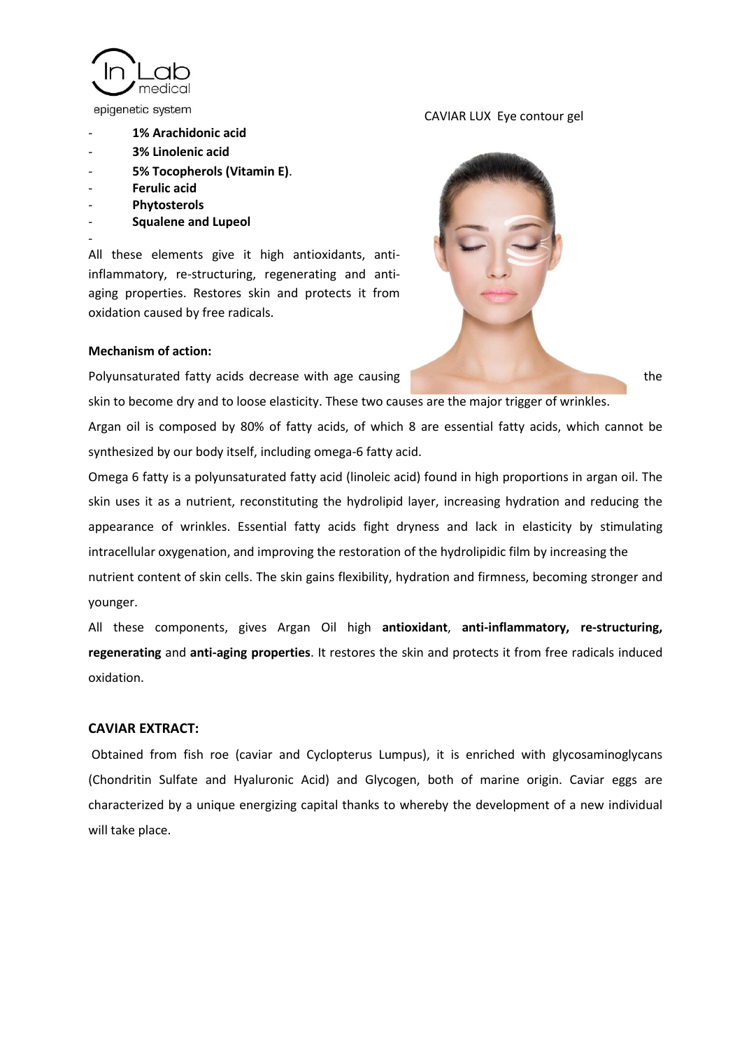CAVIAR LUX Eye contour gel

- **1% Arachidonic acid**
- **3% Linolenic acid**
- **5% Tocopherols (Vitamin E)**.
- **Ferulic acid**
- **Phytosterols**
- **Squalene and Lupeol**

All these elements give it high antioxidants, anti-inflammatory, re-structuring, regenerating and anti-aging properties. Restores skin and protects it from oxidation caused by free radicals.

**Mechanism of action:**

Polyunsaturated fatty acids decrease with age causing the skin to become dry and to loose elasticity. These two causes are the major trigger of wrinkles.

Argan oil is composed by 80% of fatty acids, of which 8 are essential fatty acids, which cannot be synthesized by our body itself, including omega-6 fatty acid.

Omega 6 fatty is a polyunsaturated fatty acid (linoleic acid) found in high proportions in argan oil. The skin uses it as a nutrient, reconstituting the hydrolipid layer, increasing hydration and reducing the appearance of wrinkles. Essential fatty acids fight dryness and lack in elasticity by stimulating intracellular oxygenation, and improving the restoration of the hydrolipidic film by increasing the nutrient content of skin cells. The skin gains flexibility, hydration and firmness, becoming stronger and younger.

All these components, gives Argan Oil high **antioxidant**, **anti-inflammatory, re-structuring, regenerating** and **anti-aging properties**. It restores the skin and protects it from free radicals induced oxidation.

**CAVIAR EXTRACT:**

Obtained from fish roe (caviar and Cyclopterus Lumpus), it is enriched with glycosaminoglycans (Chondritin Sulfate and Hyaluronic Acid) and Glycogen, both of marine origin. Caviar eggs are characterized by a unique energizing capital thanks to whereby the development of a new individual will take place.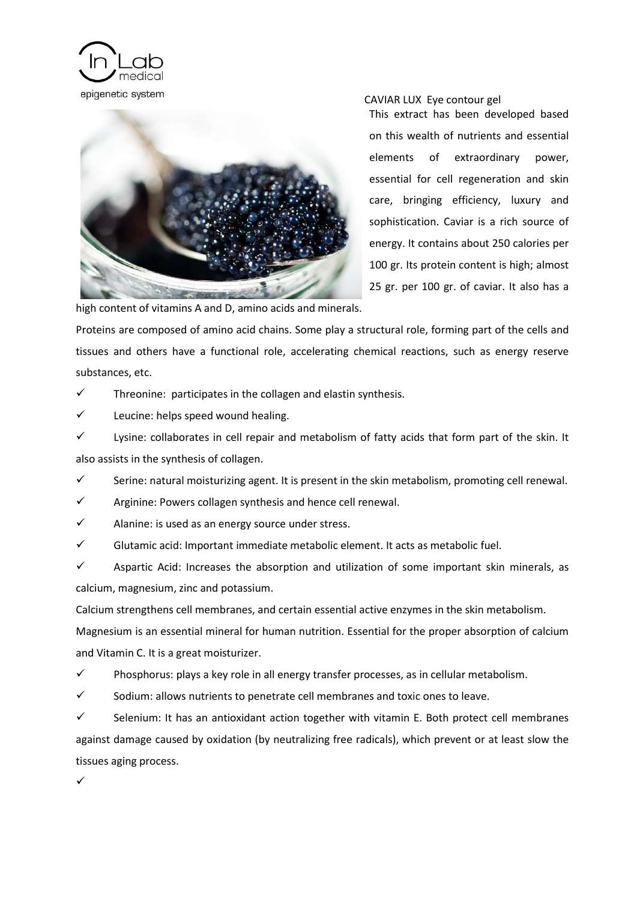In Lab medical
epigenetic system

CAVIAR LUX Eye contour gel

This extract has been developed based on this wealth of nutrients and essential elements of extraordinary power, essential for cell regeneration and skin care, bringing efficiency, luxury and sophistication. Caviar is a rich source of energy. It contains about 250 calories per 100 gr. Its protein content is high; almost 25 gr. per 100 gr. of caviar. It also has a high content of vitamins A and D, amino acids and minerals.

Proteins are composed of amino acid chains. Some play a structural role, forming part of the cells and tissues and others have a functional role, accelerating chemical reactions, such as energy reserve substances, etc.

- ✓ Threonine: participates in the collagen and elastin synthesis.
- ✓ Leucine: helps speed wound healing.
- ✓ Lysine: collaborates in cell repair and metabolism of fatty acids that form part of the skin. It also assists in the synthesis of collagen.
- ✓ Serine: natural moisturizing agent. It is present in the skin metabolism, promoting cell renewal.
- ✓ Arginine: Powers collagen synthesis and hence cell renewal.
- ✓ Alanine: is used as an energy source under stress.
- ✓ Glutamic acid: Important immediate metabolic element. It acts as metabolic fuel.
- ✓ Aspartic Acid: Increases the absorption and utilization of some important skin minerals, as calcium, magnesium, zinc and potassium.

Calcium strengthens cell membranes, and certain essential active enzymes in the skin metabolism.

Magnesium is an essential mineral for human nutrition. Essential for the proper absorption of calcium and Vitamin C. It is a great moisturizer.

- ✓ Phosphorus: plays a key role in all energy transfer processes, as in cellular metabolism.
- ✓ Sodium: allows nutrients to penetrate cell membranes and toxic ones to leave.
- ✓ Selenium: It has an antioxidant action together with vitamin E. Both protect cell membranes against damage caused by oxidation (by neutralizing free radicals), which prevent or at least slow the tissues aging process.
- ✓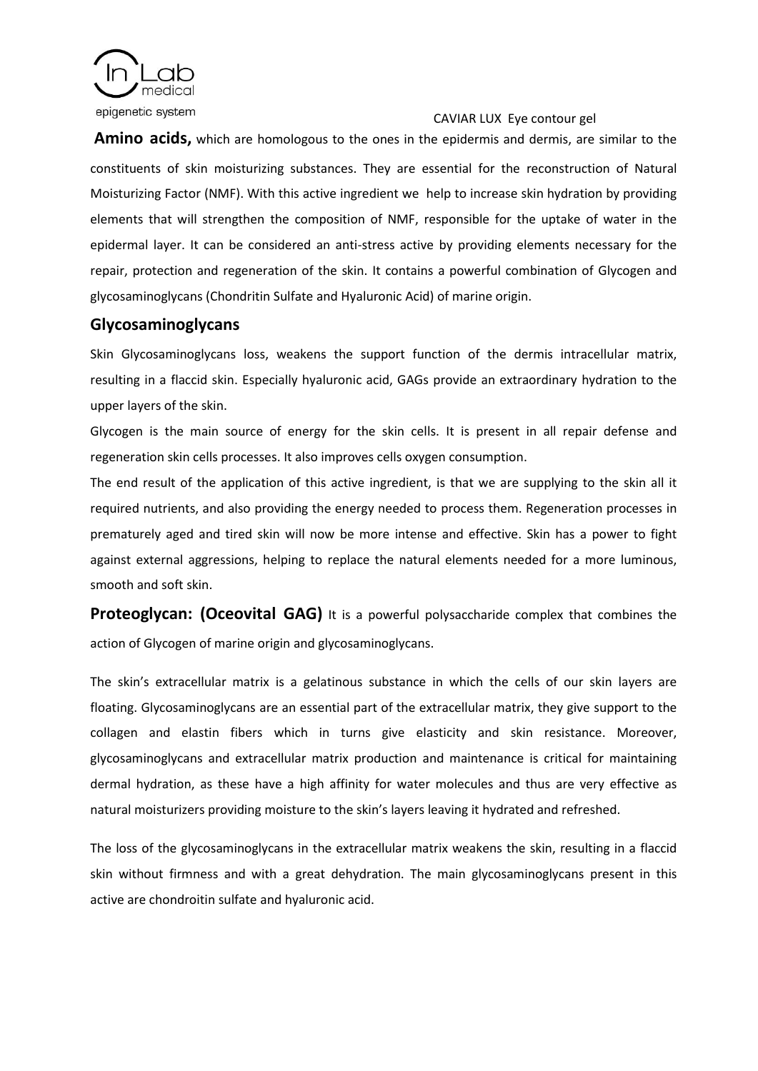**Amino acids,** which are homologous to the ones in the epidermis and dermis, are similar to the constituents of skin moisturizing substances. They are essential for the reconstruction of Natural Moisturizing Factor (NMF). With this active ingredient we help to increase skin hydration by providing elements that will strengthen the composition of NMF, responsible for the uptake of water in the epidermal layer. It can be considered an anti-stress active by providing elements necessary for the repair, protection and regeneration of the skin. It contains a powerful combination of Glycogen and glycosaminoglycans (Chondritin Sulfate and Hyaluronic Acid) of marine origin.

## Glycosaminoglycans

Skin Glycosaminoglycans loss, weakens the support function of the dermis intracellular matrix, resulting in a flaccid skin. Especially hyaluronic acid, GAGs provide an extraordinary hydration to the upper layers of the skin.

Glycogen is the main source of energy for the skin cells. It is present in all repair defense and regeneration skin cells processes. It also improves cells oxygen consumption.

The end result of the application of this active ingredient, is that we are supplying to the skin all it required nutrients, and also providing the energy needed to process them. Regeneration processes in prematurely aged and tired skin will now be more intense and effective. Skin has a power to fight against external aggressions, helping to replace the natural elements needed for a more luminous, smooth and soft skin.

**Proteoglycan: (Oceovital GAG)** It is a powerful polysaccharide complex that combines the action of Glycogen of marine origin and glycosaminoglycans.

The skin's extracellular matrix is a gelatinous substance in which the cells of our skin layers are floating. Glycosaminoglycans are an essential part of the extracellular matrix, they give support to the collagen and elastin fibers which in turns give elasticity and skin resistance. Moreover, glycosaminoglycans and extracellular matrix production and maintenance is critical for maintaining dermal hydration, as these have a high affinity for water molecules and thus are very effective as natural moisturizers providing moisture to the skin's layers leaving it hydrated and refreshed.

The loss of the glycosaminoglycans in the extracellular matrix weakens the skin, resulting in a flaccid skin without firmness and with a great dehydration. The main glycosaminoglycans present in this active are chondroitin sulfate and hyaluronic acid.